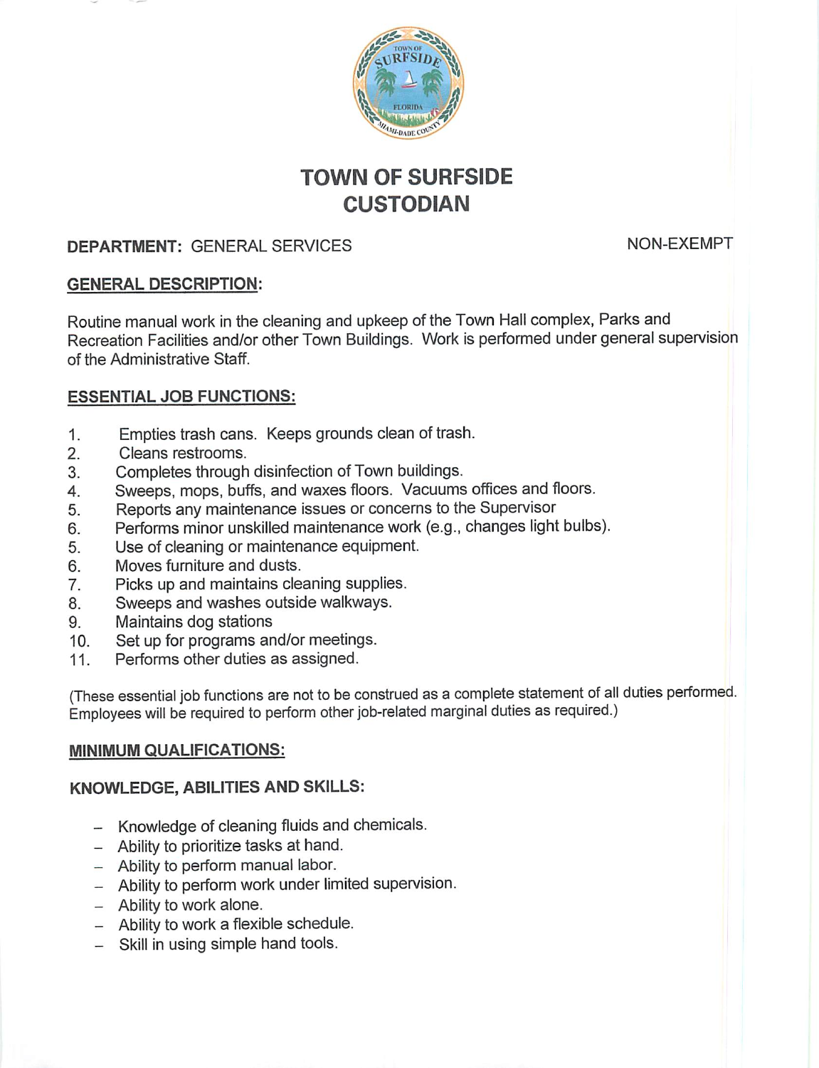# TOWN OF SURFSIDE
# CUSTODIAN

**DEPARTMENT:** GENERAL SERVICES NON-EXEMPT

## GENERAL DESCRIPTION:

Routine manual work in the cleaning and upkeep of the Town Hall complex, Parks and Recreation Facilities and/or other Town Buildings. Work is performed under general supervision of the Administrative Staff.

## ESSENTIAL JOB FUNCTIONS:

1. Empties trash cans. Keeps grounds clean of trash.
2. Cleans restrooms.
3. Completes through disinfection of Town buildings.
4. Sweeps, mops, buffs, and waxes floors. Vacuums offices and floors.
5. Reports any maintenance issues or concerns to the Supervisor
6. Performs minor unskilled maintenance work (e.g., changes light bulbs).
5. Use of cleaning or maintenance equipment.
6. Moves furniture and dusts.
7. Picks up and maintains cleaning supplies.
8. Sweeps and washes outside walkways.
9. Maintains dog stations
10. Set up for programs and/or meetings.
11. Performs other duties as assigned.

(These essential job functions are not to be construed as a complete statement of all duties performed. Employees will be required to perform other job-related marginal duties as required.)

## MINIMUM QUALIFICATIONS:

### KNOWLEDGE, ABILITIES AND SKILLS:

- Knowledge of cleaning fluids and chemicals.
- Ability to prioritize tasks at hand.
- Ability to perform manual labor.
- Ability to perform work under limited supervision.
- Ability to work alone.
- Ability to work a flexible schedule.
- Skill in using simple hand tools.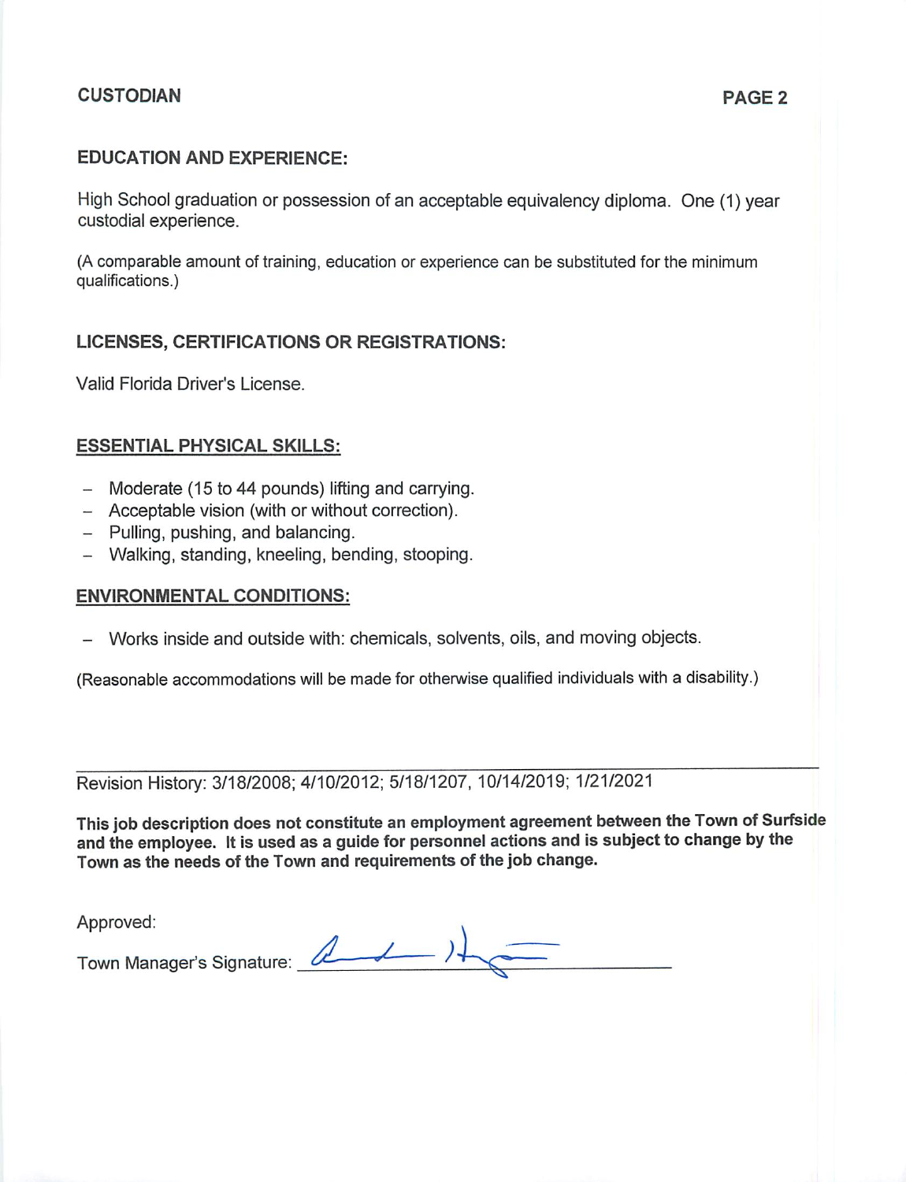## EDUCATION AND EXPERIENCE:

High School graduation or possession of an acceptable equivalency diploma. One (1) year custodial experience.

(A comparable amount of training, education or experience can be substituted for the minimum qualifications.)

## LICENSES, CERTIFICATIONS OR REGISTRATIONS:

Valid Florida Driver's License.

## ESSENTIAL PHYSICAL SKILLS:

- Moderate (15 to 44 pounds) lifting and carrying.
- Acceptable vision (with or without correction).
- Pulling, pushing, and balancing.
- Walking, standing, kneeling, bending, stooping.

## ENVIRONMENTAL CONDITIONS:

- Works inside and outside with: chemicals, solvents, oils, and moving objects.

(Reasonable accommodations will be made for otherwise qualified individuals with a disability.)

---

Revision History: 3/18/2008; 4/10/2012; 5/18/1207, 10/14/2019; 1/21/2021

**This job description does not constitute an employment agreement between the Town of Surfside and the employee. It is used as a guide for personnel actions and is subject to change by the Town as the needs of the Town and requirements of the job change.**

Approved:

Town Manager's Signature: ______________________